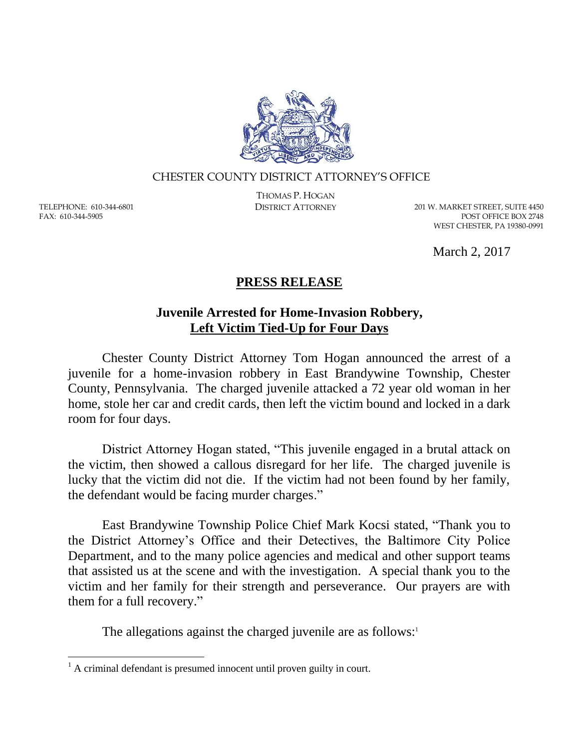CHESTER COUNTY DISTRICT ATTORNEY'S OFFICE

THOMAS P. HOGAN
DISTRICT ATTORNEY

TELEPHONE: 610-344-6801
FAX: 610-344-5905

201 W. MARKET STREET, SUITE 4450
POST OFFICE BOX 2748
WEST CHESTER, PA 19380-0991

March 2, 2017

# PRESS RELEASE

## Juvenile Arrested for Home-Invasion Robbery, Left Victim Tied-Up for Four Days

Chester County District Attorney Tom Hogan announced the arrest of a juvenile for a home-invasion robbery in East Brandywine Township, Chester County, Pennsylvania. The charged juvenile attacked a 72 year old woman in her home, stole her car and credit cards, then left the victim bound and locked in a dark room for four days.

District Attorney Hogan stated, "This juvenile engaged in a brutal attack on the victim, then showed a callous disregard for her life. The charged juvenile is lucky that the victim did not die. If the victim had not been found by her family, the defendant would be facing murder charges."

East Brandywine Township Police Chief Mark Kocsi stated, "Thank you to the District Attorney's Office and their Detectives, the Baltimore City Police Department, and to the many police agencies and medical and other support teams that assisted us at the scene and with the investigation. A special thank you to the victim and her family for their strength and perseverance. Our prayers are with them for a full recovery."

The allegations against the charged juvenile are as follows:[1]

[1] A criminal defendant is presumed innocent until proven guilty in court.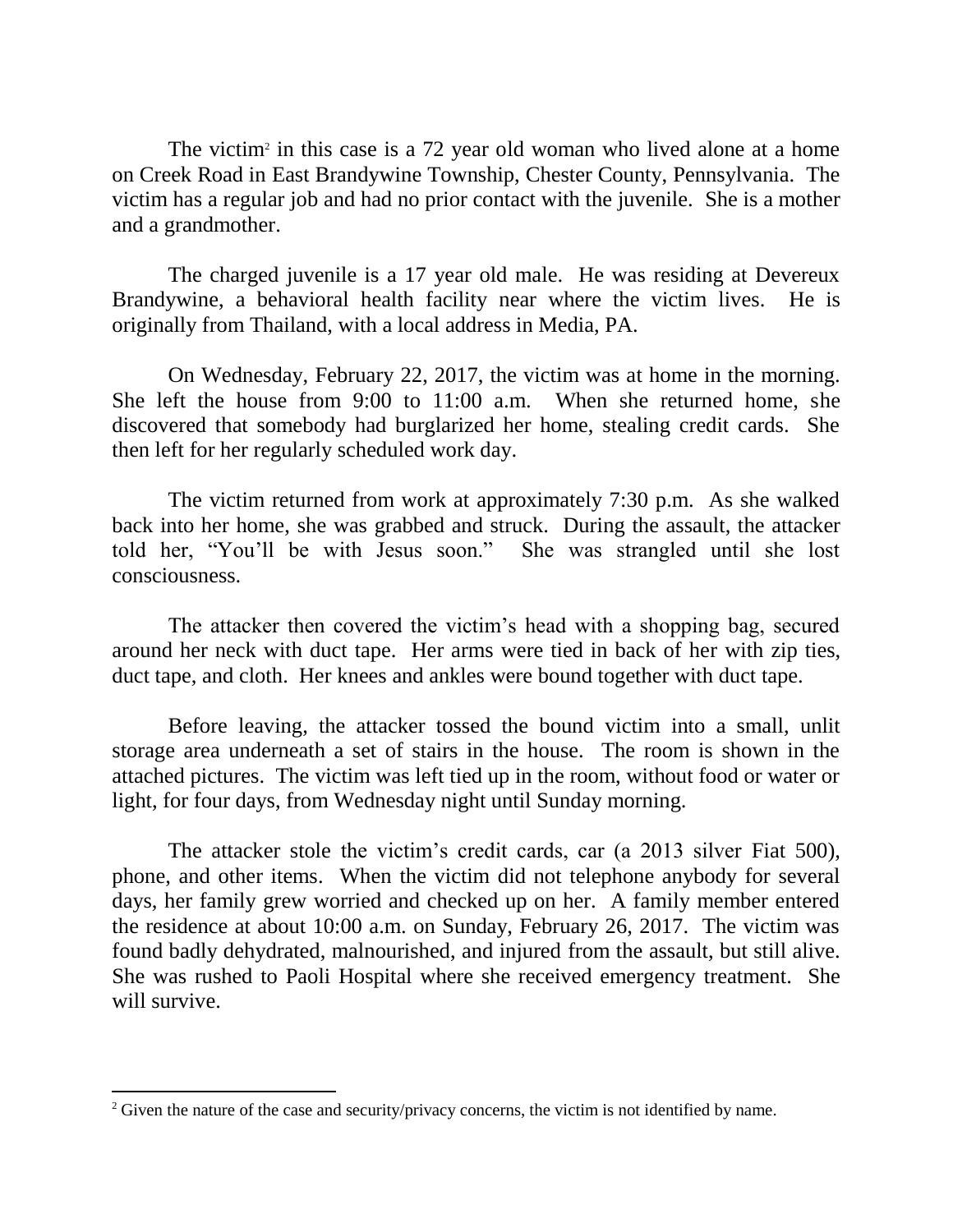The victim[2] in this case is a 72 year old woman who lived alone at a home on Creek Road in East Brandywine Township, Chester County, Pennsylvania. The victim has a regular job and had no prior contact with the juvenile. She is a mother and a grandmother.

The charged juvenile is a 17 year old male. He was residing at Devereux Brandywine, a behavioral health facility near where the victim lives. He is originally from Thailand, with a local address in Media, PA.

On Wednesday, February 22, 2017, the victim was at home in the morning. She left the house from 9:00 to 11:00 a.m. When she returned home, she discovered that somebody had burglarized her home, stealing credit cards. She then left for her regularly scheduled work day.

The victim returned from work at approximately 7:30 p.m. As she walked back into her home, she was grabbed and struck. During the assault, the attacker told her, "You'll be with Jesus soon." She was strangled until she lost consciousness.

The attacker then covered the victim's head with a shopping bag, secured around her neck with duct tape. Her arms were tied in back of her with zip ties, duct tape, and cloth. Her knees and ankles were bound together with duct tape.

Before leaving, the attacker tossed the bound victim into a small, unlit storage area underneath a set of stairs in the house. The room is shown in the attached pictures. The victim was left tied up in the room, without food or water or light, for four days, from Wednesday night until Sunday morning.

The attacker stole the victim's credit cards, car (a 2013 silver Fiat 500), phone, and other items. When the victim did not telephone anybody for several days, her family grew worried and checked up on her. A family member entered the residence at about 10:00 a.m. on Sunday, February 26, 2017. The victim was found badly dehydrated, malnourished, and injured from the assault, but still alive. She was rushed to Paoli Hospital where she received emergency treatment. She will survive.

---

[2] Given the nature of the case and security/privacy concerns, the victim is not identified by name.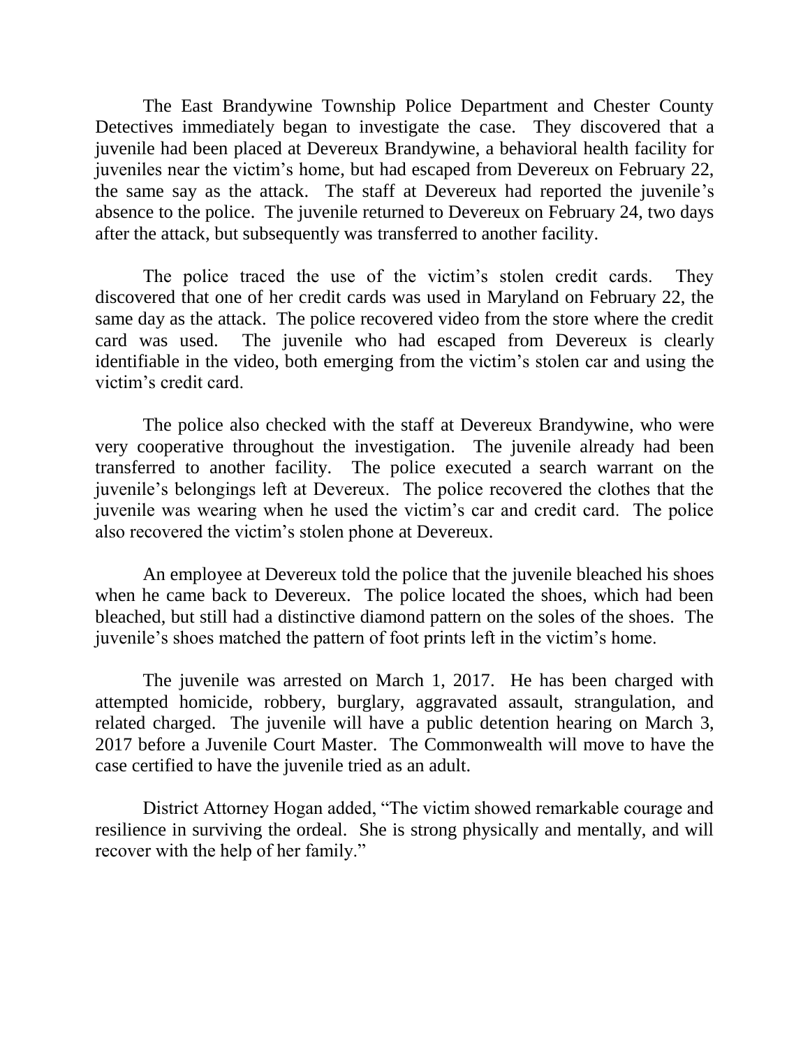The East Brandywine Township Police Department and Chester County Detectives immediately began to investigate the case. They discovered that a juvenile had been placed at Devereux Brandywine, a behavioral health facility for juveniles near the victim's home, but had escaped from Devereux on February 22, the same say as the attack. The staff at Devereux had reported the juvenile's absence to the police. The juvenile returned to Devereux on February 24, two days after the attack, but subsequently was transferred to another facility.

The police traced the use of the victim's stolen credit cards. They discovered that one of her credit cards was used in Maryland on February 22, the same day as the attack. The police recovered video from the store where the credit card was used. The juvenile who had escaped from Devereux is clearly identifiable in the video, both emerging from the victim's stolen car and using the victim's credit card.

The police also checked with the staff at Devereux Brandywine, who were very cooperative throughout the investigation. The juvenile already had been transferred to another facility. The police executed a search warrant on the juvenile's belongings left at Devereux. The police recovered the clothes that the juvenile was wearing when he used the victim's car and credit card. The police also recovered the victim's stolen phone at Devereux.

An employee at Devereux told the police that the juvenile bleached his shoes when he came back to Devereux. The police located the shoes, which had been bleached, but still had a distinctive diamond pattern on the soles of the shoes. The juvenile's shoes matched the pattern of foot prints left in the victim's home.

The juvenile was arrested on March 1, 2017. He has been charged with attempted homicide, robbery, burglary, aggravated assault, strangulation, and related charged. The juvenile will have a public detention hearing on March 3, 2017 before a Juvenile Court Master. The Commonwealth will move to have the case certified to have the juvenile tried as an adult.

District Attorney Hogan added, "The victim showed remarkable courage and resilience in surviving the ordeal. She is strong physically and mentally, and will recover with the help of her family."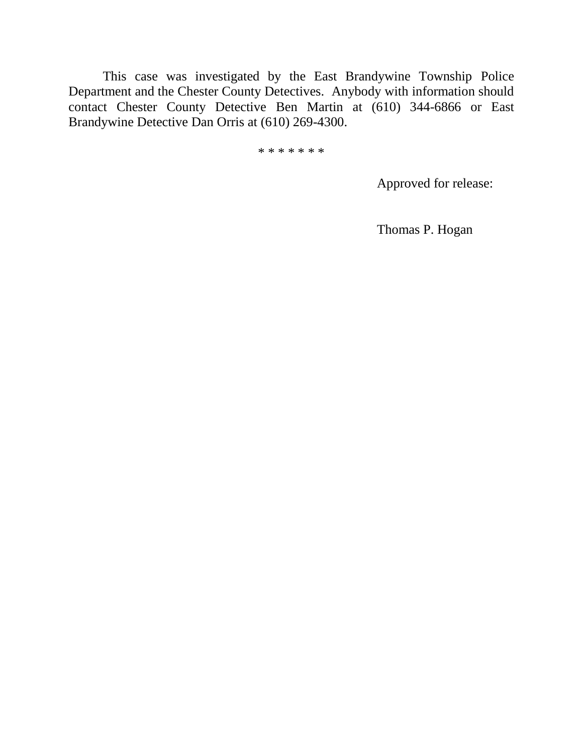This case was investigated by the East Brandywine Township Police Department and the Chester County Detectives. Anybody with information should contact Chester County Detective Ben Martin at (610) 344-6866 or East Brandywine Detective Dan Orris at (610) 269-4300.

* * * * * * *

Approved for release:

Thomas P. Hogan